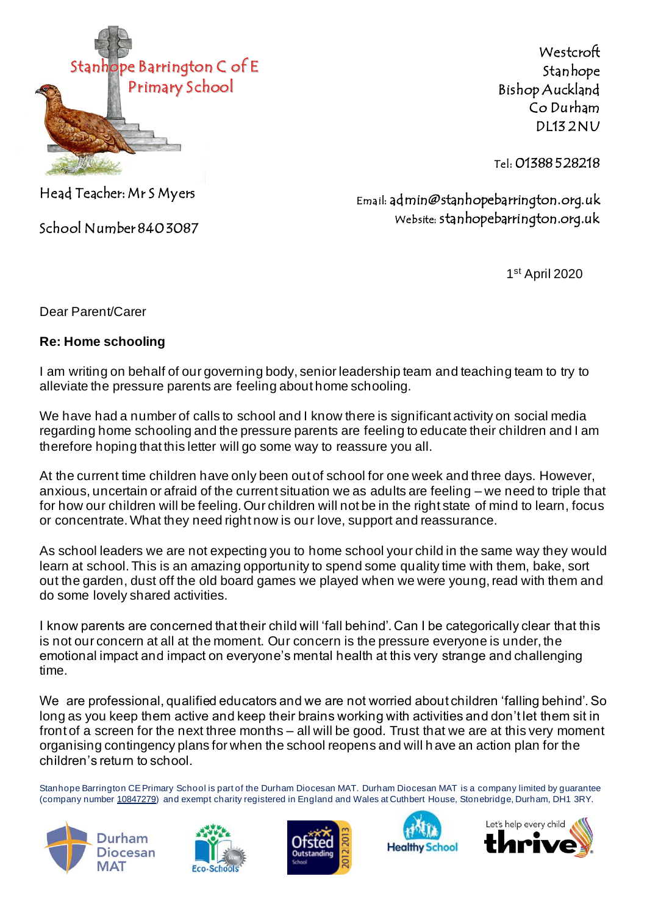Stanhope Barrington C of E Primary School

Head Teacher: Mr S Myers

School Number 840 3087

Westcroft
Stanhope
Bishop Auckland
Co Durham
DL13 2NU

Tel: 01388 528218

Email: admin@stanhopebarrington.org.uk
Website: stanhopebarrington.org.uk

1st April 2020

Dear Parent/Carer

**Re: Home schooling**

I am writing on behalf of our governing body, senior leadership team and teaching team to try to alleviate the pressure parents are feeling about home schooling.

We have had a number of calls to school and I know there is significant activity on social media regarding home schooling and the pressure parents are feeling to educate their children and I am therefore hoping that this letter will go some way to reassure you all.

At the current time children have only been out of school for one week and three days. However, anxious, uncertain or afraid of the current situation we as adults are feeling – we need to triple that for how our children will be feeling. Our children will not be in the right state of mind to learn, focus or concentrate. What they need right now is our love, support and reassurance.

As school leaders we are not expecting you to home school your child in the same way they would learn at school. This is an amazing opportunity to spend some quality time with them, bake, sort out the garden, dust off the old board games we played when we were young, read with them and do some lovely shared activities.

I know parents are concerned that their child will 'fall behind'. Can I be categorically clear that this is not our concern at all at the moment. Our concern is the pressure everyone is under, the emotional impact and impact on everyone's mental health at this very strange and challenging time.

We are professional, qualified educators and we are not worried about children 'falling behind'. So long as you keep them active and keep their brains working with activities and don't let them sit in front of a screen for the next three months – all will be good. Trust that we are at this very moment organising contingency plans for when the school reopens and will have an action plan for the children's return to school.

Stanhope Barrington CE Primary School is part of the Durham Diocesan MAT. Durham Diocesan MAT is a company limited by guarantee (company number 10847279) and exempt charity registered in England and Wales at Cuthbert House, Stonebridge, Durham, DH1 3RY.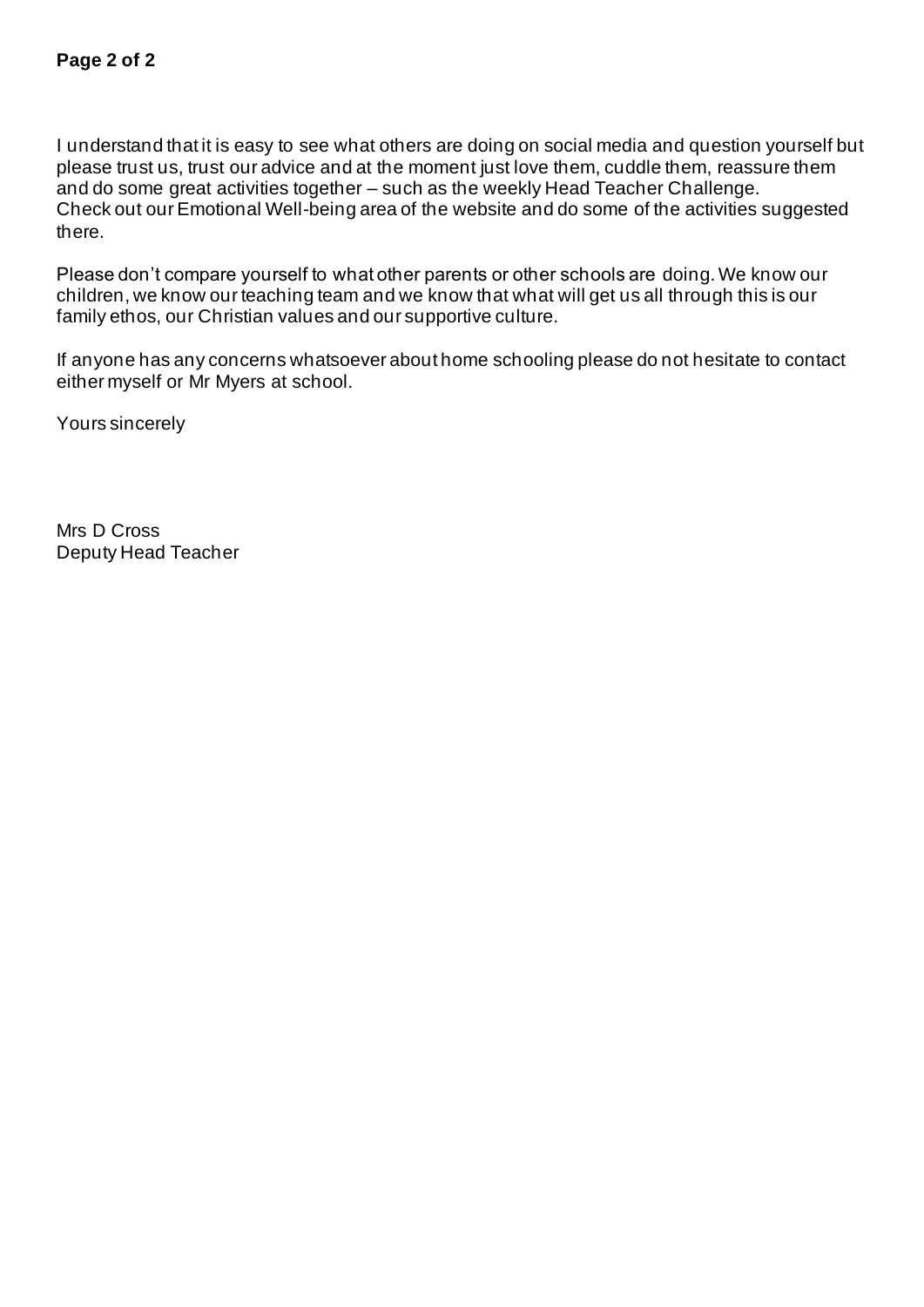I understand that it is easy to see what others are doing on social media and question yourself but please trust us, trust our advice and at the moment just love them, cuddle them, reassure them and do some great activities together – such as the weekly Head Teacher Challenge. Check out our Emotional Well-being area of the website and do some of the activities suggested there.

Please don't compare yourself to what other parents or other schools are doing. We know our children, we know our teaching team and we know that what will get us all through this is our family ethos, our Christian values and our supportive culture.

If anyone has any concerns whatsoever about home schooling please do not hesitate to contact either myself or Mr Myers at school.

Yours sincerely

Mrs D Cross
Deputy Head Teacher